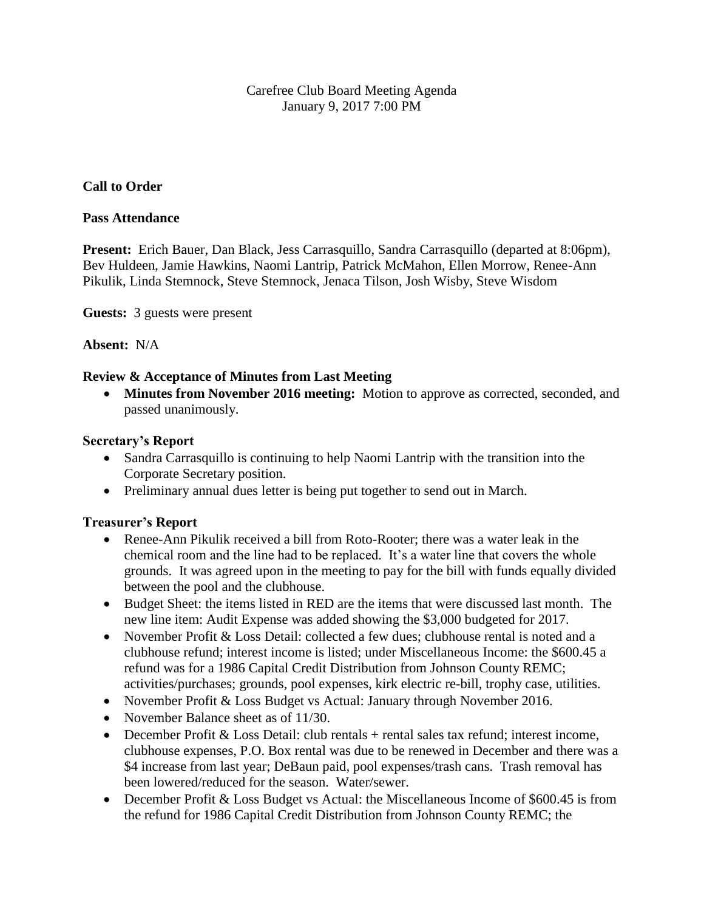Carefree Club Board Meeting Agenda
January 9, 2017 7:00 PM

**Call to Order**

**Pass Attendance**

**Present:** Erich Bauer, Dan Black, Jess Carrasquillo, Sandra Carrasquillo (departed at 8:06pm), Bev Huldeen, Jamie Hawkins, Naomi Lantrip, Patrick McMahon, Ellen Morrow, Renee-Ann Pikulik, Linda Stemnock, Steve Stemnock, Jenaca Tilson, Josh Wisby, Steve Wisdom

**Guests:** 3 guests were present

**Absent:** N/A

**Review & Acceptance of Minutes from Last Meeting**

- **Minutes from November 2016 meeting:** Motion to approve as corrected, seconded, and passed unanimously.

**Secretary's Report**

- Sandra Carrasquillo is continuing to help Naomi Lantrip with the transition into the Corporate Secretary position.
- Preliminary annual dues letter is being put together to send out in March.

**Treasurer's Report**

- Renee-Ann Pikulik received a bill from Roto-Rooter; there was a water leak in the chemical room and the line had to be replaced. It's a water line that covers the whole grounds. It was agreed upon in the meeting to pay for the bill with funds equally divided between the pool and the clubhouse.
- Budget Sheet: the items listed in RED are the items that were discussed last month. The new line item: Audit Expense was added showing the $3,000 budgeted for 2017.
- November Profit & Loss Detail: collected a few dues; clubhouse rental is noted and a clubhouse refund; interest income is listed; under Miscellaneous Income: the $600.45 a refund was for a 1986 Capital Credit Distribution from Johnson County REMC; activities/purchases; grounds, pool expenses, kirk electric re-bill, trophy case, utilities.
- November Profit & Loss Budget vs Actual: January through November 2016.
- November Balance sheet as of 11/30.
- December Profit & Loss Detail: club rentals + rental sales tax refund; interest income, clubhouse expenses, P.O. Box rental was due to be renewed in December and there was a $4 increase from last year; DeBaun paid, pool expenses/trash cans. Trash removal has been lowered/reduced for the season. Water/sewer.
- December Profit & Loss Budget vs Actual: the Miscellaneous Income of $600.45 is from the refund for 1986 Capital Credit Distribution from Johnson County REMC; the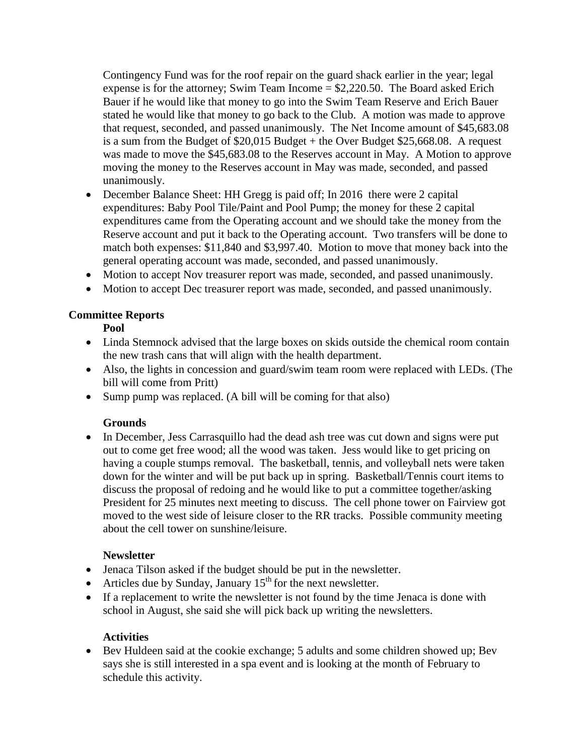Contingency Fund was for the roof repair on the guard shack earlier in the year; legal expense is for the attorney; Swim Team Income = $2,220.50. The Board asked Erich Bauer if he would like that money to go into the Swim Team Reserve and Erich Bauer stated he would like that money to go back to the Club. A motion was made to approve that request, seconded, and passed unanimously. The Net Income amount of $45,683.08 is a sum from the Budget of $20,015 Budget + the Over Budget $25,668.08. A request was made to move the $45,683.08 to the Reserves account in May. A Motion to approve moving the money to the Reserves account in May was made, seconded, and passed unanimously.

- December Balance Sheet: HH Gregg is paid off; In 2016 there were 2 capital expenditures: Baby Pool Tile/Paint and Pool Pump; the money for these 2 capital expenditures came from the Operating account and we should take the money from the Reserve account and put it back to the Operating account. Two transfers will be done to match both expenses: $11,840 and $3,997.40. Motion to move that money back into the general operating account was made, seconded, and passed unanimously.
- Motion to accept Nov treasurer report was made, seconded, and passed unanimously.
- Motion to accept Dec treasurer report was made, seconded, and passed unanimously.

**Committee Reports**

**Pool**

- Linda Stemnock advised that the large boxes on skids outside the chemical room contain the new trash cans that will align with the health department.
- Also, the lights in concession and guard/swim team room were replaced with LEDs. (The bill will come from Pritt)
- Sump pump was replaced. (A bill will be coming for that also)

**Grounds**

- In December, Jess Carrasquillo had the dead ash tree was cut down and signs were put out to come get free wood; all the wood was taken. Jess would like to get pricing on having a couple stumps removal. The basketball, tennis, and volleyball nets were taken down for the winter and will be put back up in spring. Basketball/Tennis court items to discuss the proposal of redoing and he would like to put a committee together/asking President for 25 minutes next meeting to discuss. The cell phone tower on Fairview got moved to the west side of leisure closer to the RR tracks. Possible community meeting about the cell tower on sunshine/leisure.

**Newsletter**

- Jenaca Tilson asked if the budget should be put in the newsletter.
- Articles due by Sunday, January 15th for the next newsletter.
- If a replacement to write the newsletter is not found by the time Jenaca is done with school in August, she said she will pick back up writing the newsletters.

**Activities**

- Bev Huldeen said at the cookie exchange; 5 adults and some children showed up; Bev says she is still interested in a spa event and is looking at the month of February to schedule this activity.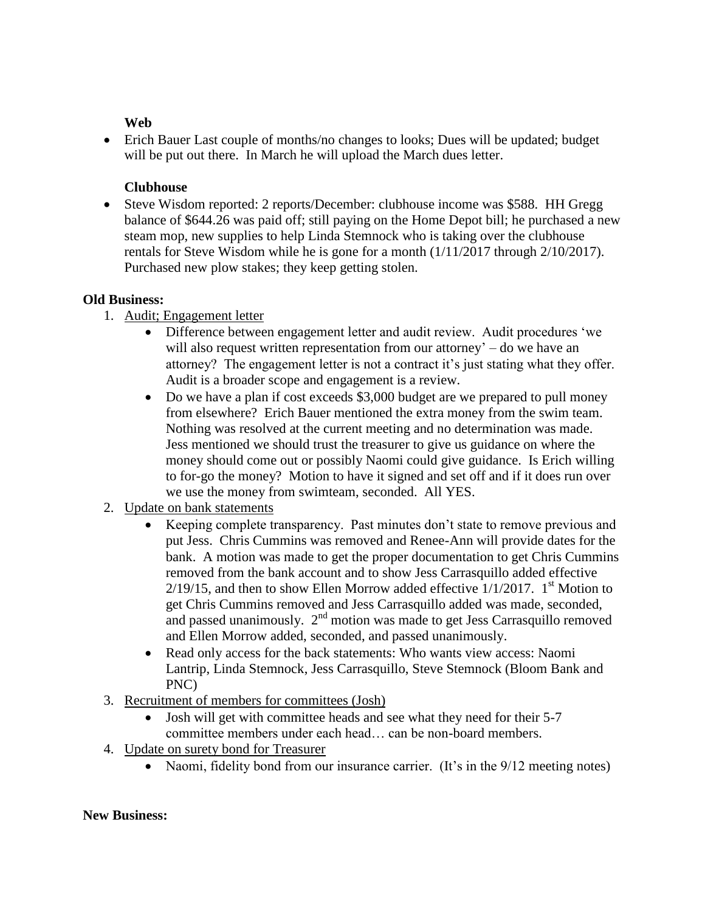**Web**

- Erich Bauer Last couple of months/no changes to looks; Dues will be updated; budget will be put out there. In March he will upload the March dues letter.

**Clubhouse**

- Steve Wisdom reported: 2 reports/December: clubhouse income was $588. HH Gregg balance of $644.26 was paid off; still paying on the Home Depot bill; he purchased a new steam mop, new supplies to help Linda Stemnock who is taking over the clubhouse rentals for Steve Wisdom while he is gone for a month (1/11/2017 through 2/10/2017). Purchased new plow stakes; they keep getting stolen.

**Old Business:**

1. Audit; Engagement letter
   - Difference between engagement letter and audit review. Audit procedures 'we will also request written representation from our attorney' – do we have an attorney? The engagement letter is not a contract it's just stating what they offer. Audit is a broader scope and engagement is a review.
   - Do we have a plan if cost exceeds $3,000 budget are we prepared to pull money from elsewhere? Erich Bauer mentioned the extra money from the swim team. Nothing was resolved at the current meeting and no determination was made. Jess mentioned we should trust the treasurer to give us guidance on where the money should come out or possibly Naomi could give guidance. Is Erich willing to for-go the money? Motion to have it signed and set off and if it does run over we use the money from swimteam, seconded. All YES.
2. Update on bank statements
   - Keeping complete transparency. Past minutes don't state to remove previous and put Jess. Chris Cummins was removed and Renee-Ann will provide dates for the bank. A motion was made to get the proper documentation to get Chris Cummins removed from the bank account and to show Jess Carrasquillo added effective 2/19/15, and then to show Ellen Morrow added effective 1/1/2017. 1st Motion to get Chris Cummins removed and Jess Carrasquillo added was made, seconded, and passed unanimously. 2nd motion was made to get Jess Carrasquillo removed and Ellen Morrow added, seconded, and passed unanimously.
   - Read only access for the back statements: Who wants view access: Naomi Lantrip, Linda Stemnock, Jess Carrasquillo, Steve Stemnock (Bloom Bank and PNC)
3. Recruitment of members for committees (Josh)
   - Josh will get with committee heads and see what they need for their 5-7 committee members under each head… can be non-board members.
4. Update on surety bond for Treasurer
   - Naomi, fidelity bond from our insurance carrier. (It's in the 9/12 meeting notes)

**New Business:**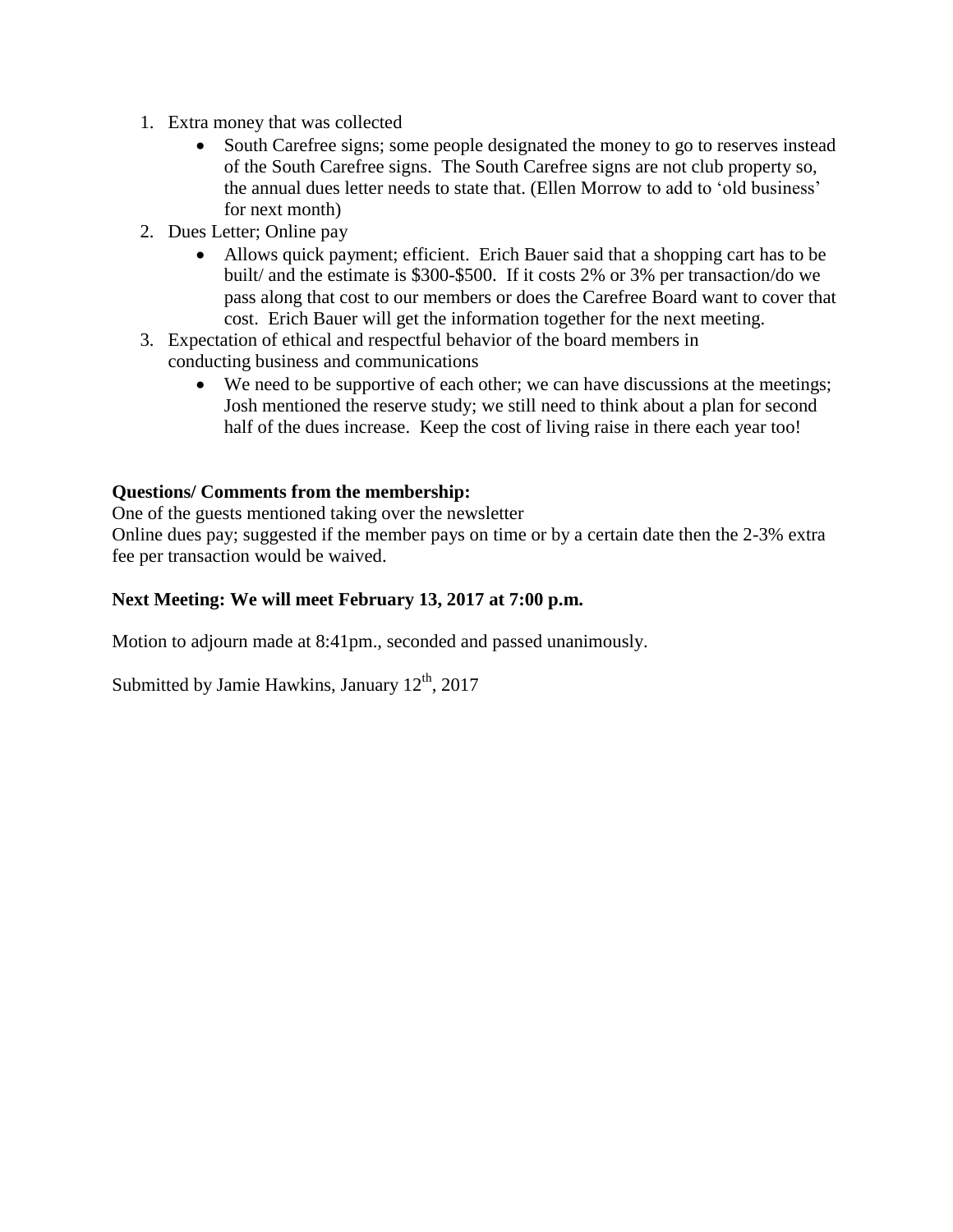1. Extra money that was collected
   - South Carefree signs; some people designated the money to go to reserves instead of the South Carefree signs. The South Carefree signs are not club property so, the annual dues letter needs to state that. (Ellen Morrow to add to 'old business' for next month)
2. Dues Letter; Online pay
   - Allows quick payment; efficient. Erich Bauer said that a shopping cart has to be built/ and the estimate is $300-$500. If it costs 2% or 3% per transaction/do we pass along that cost to our members or does the Carefree Board want to cover that cost. Erich Bauer will get the information together for the next meeting.
3. Expectation of ethical and respectful behavior of the board members in conducting business and communications
   - We need to be supportive of each other; we can have discussions at the meetings; Josh mentioned the reserve study; we still need to think about a plan for second half of the dues increase. Keep the cost of living raise in there each year too!

**Questions/ Comments from the membership:**

One of the guests mentioned taking over the newsletter

Online dues pay; suggested if the member pays on time or by a certain date then the 2-3% extra fee per transaction would be waived.

**Next Meeting: We will meet February 13, 2017 at 7:00 p.m.**

Motion to adjourn made at 8:41pm., seconded and passed unanimously.

Submitted by Jamie Hawkins, January 12th, 2017